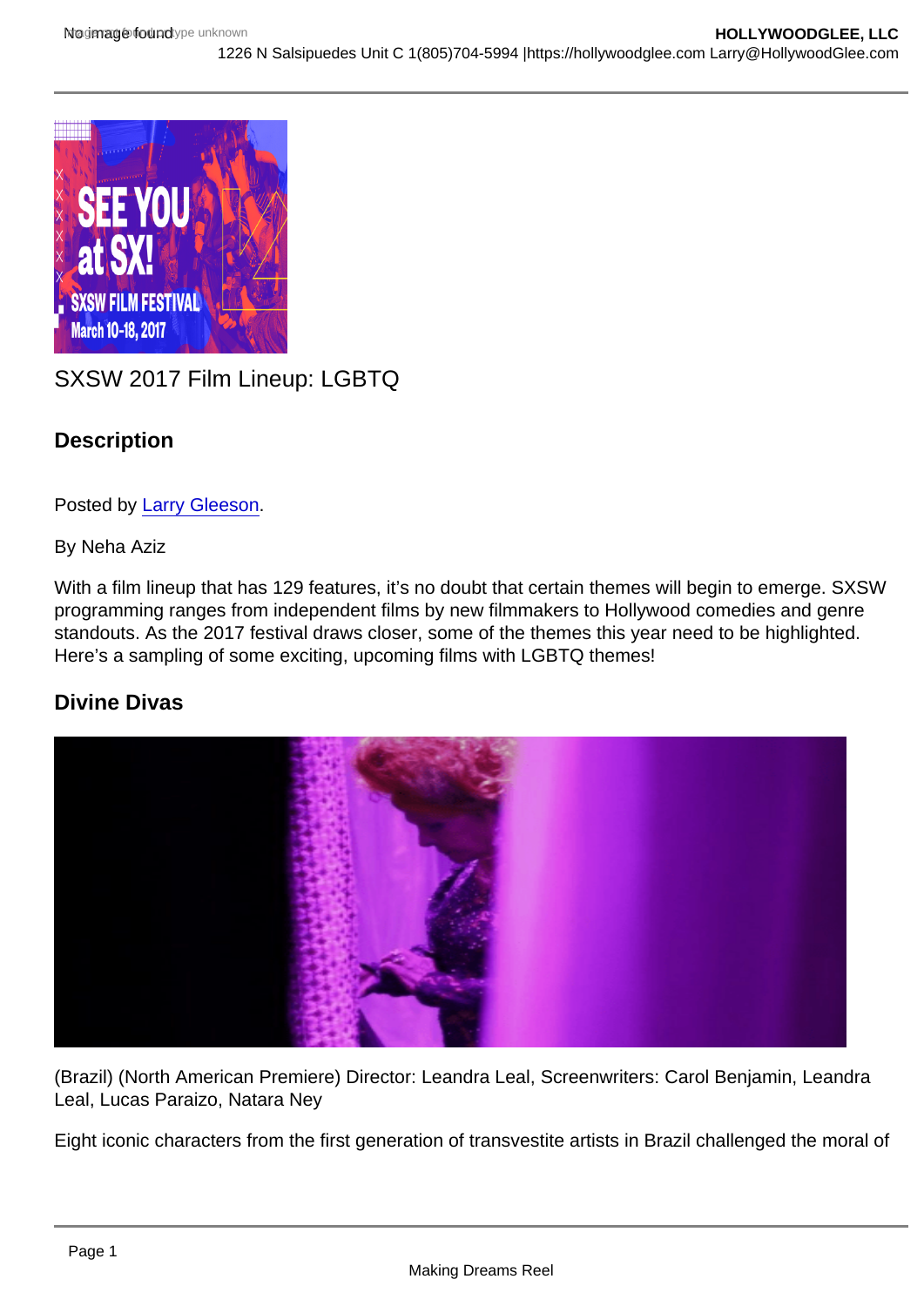SXSW 2017 Film Lineup: LGBTQ

## Description

Posted by Larry Gleeson.

By Neha Aziz

With a film lineup that has 129 features, it's no doubt that certain themes will begin to emerge. SXSW programming ranges from independent films by new filmmakers to Hollywood comedies and genre standouts. As the 2017 festival draws closer, some of the themes this year need to be highlighted. Here's a sampling of some exciting, upcoming films with LGBTQ themes!

### Divine Divas

(Brazil) (North American Premiere) Director: Leandra Leal, Screenwriters: Carol Benjamin, Leandra Leal, Lucas Paraizo, Natara Ney

Eight iconic characters from the first generation of transvestite artists in Brazil challenged the moral of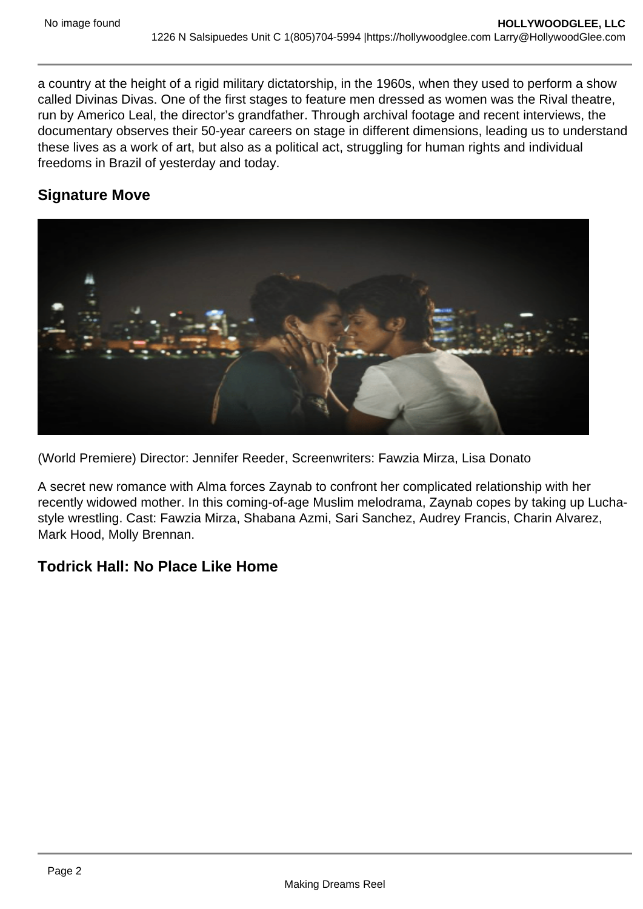a country at the height of a rigid military dictatorship, in the 1960s, when they used to perform a show called Divinas Divas. One of the first stages to feature men dressed as women was the Rival theatre, run by Americo Leal, the director's grandfather. Through archival footage and recent interviews, the documentary observes their 50-year careers on stage in different dimensions, leading us to understand these lives as a work of art, but also as a political act, struggling for human rights and individual freedoms in Brazil of yesterday and today.

## Signature Move

(World Premiere) Director: Jennifer Reeder, Screenwriters: Fawzia Mirza, Lisa Donato

A secret new romance with Alma forces Zaynab to confront her complicated relationship with her recently widowed mother. In this coming-of-age Muslim melodrama, Zaynab copes by taking up Lucha-style wrestling. Cast: Fawzia Mirza, Shabana Azmi, Sari Sanchez, Audrey Francis, Charin Alvarez, Mark Hood, Molly Brennan.

## Todrick Hall: No Place Like Home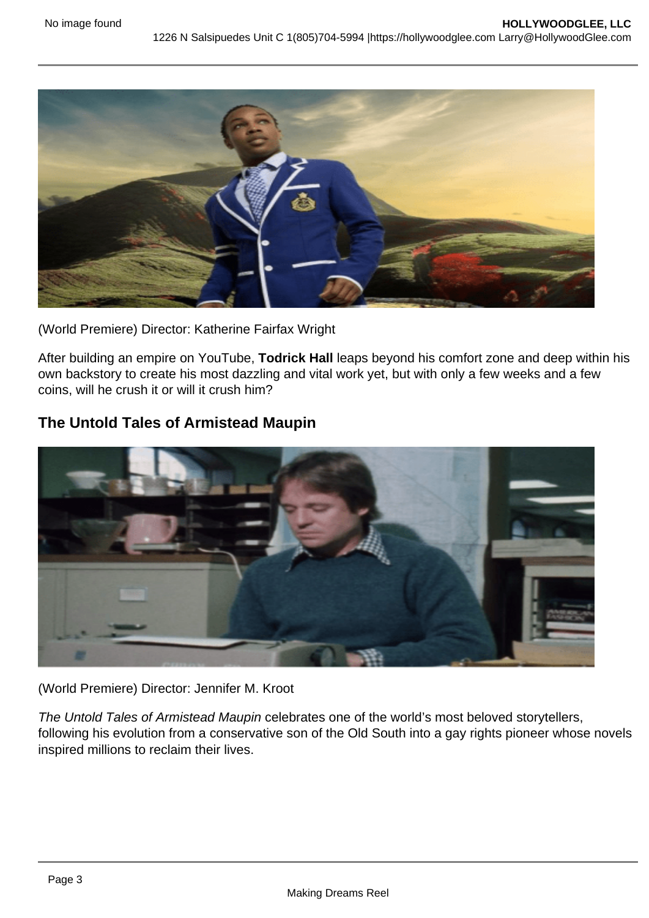(World Premiere) Director: Katherine Fairfax Wright

After building an empire on YouTube, **Todrick Hall** leaps beyond his comfort zone and deep within his own backstory to create his most dazzling and vital work yet, but with only a few weeks and a few coins, will he crush it or will it crush him?

## The Untold Tales of Armistead Maupin

(World Premiere) Director: Jennifer M. Kroot

*The Untold Tales of Armistead Maupin* celebrates one of the world's most beloved storytellers, following his evolution from a conservative son of the Old South into a gay rights pioneer whose novels inspired millions to reclaim their lives.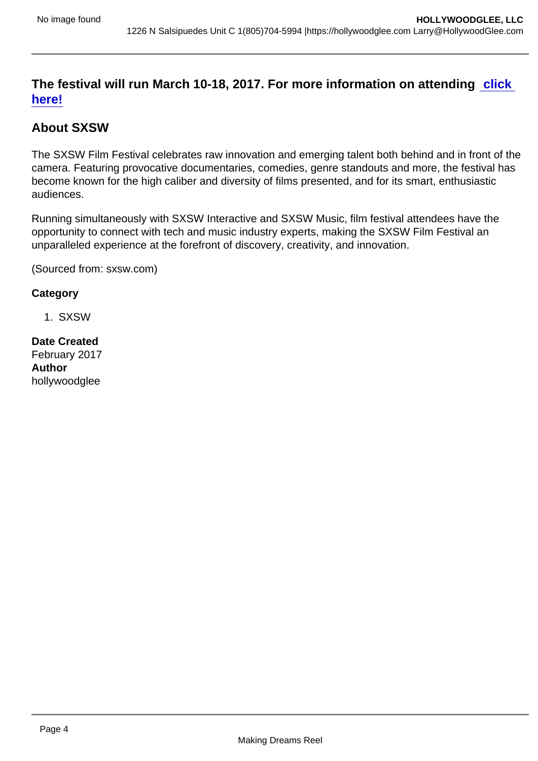**The festival will run March 10-18, 2017. For more information on attending [click here!]**

## About SXSW

The SXSW Film Festival celebrates raw innovation and emerging talent both behind and in front of the camera. Featuring provocative documentaries, comedies, genre standouts and more, the festival has become known for the high caliber and diversity of films presented, and for its smart, enthusiastic audiences.

Running simultaneously with SXSW Interactive and SXSW Music, film festival attendees have the opportunity to connect with tech and music industry experts, making the SXSW Film Festival an unparalleled experience at the forefront of discovery, creativity, and innovation.

(Sourced from: sxsw.com)

**Category**

1. SXSW

**Date Created**
February 2017
**Author**
hollywoodglee